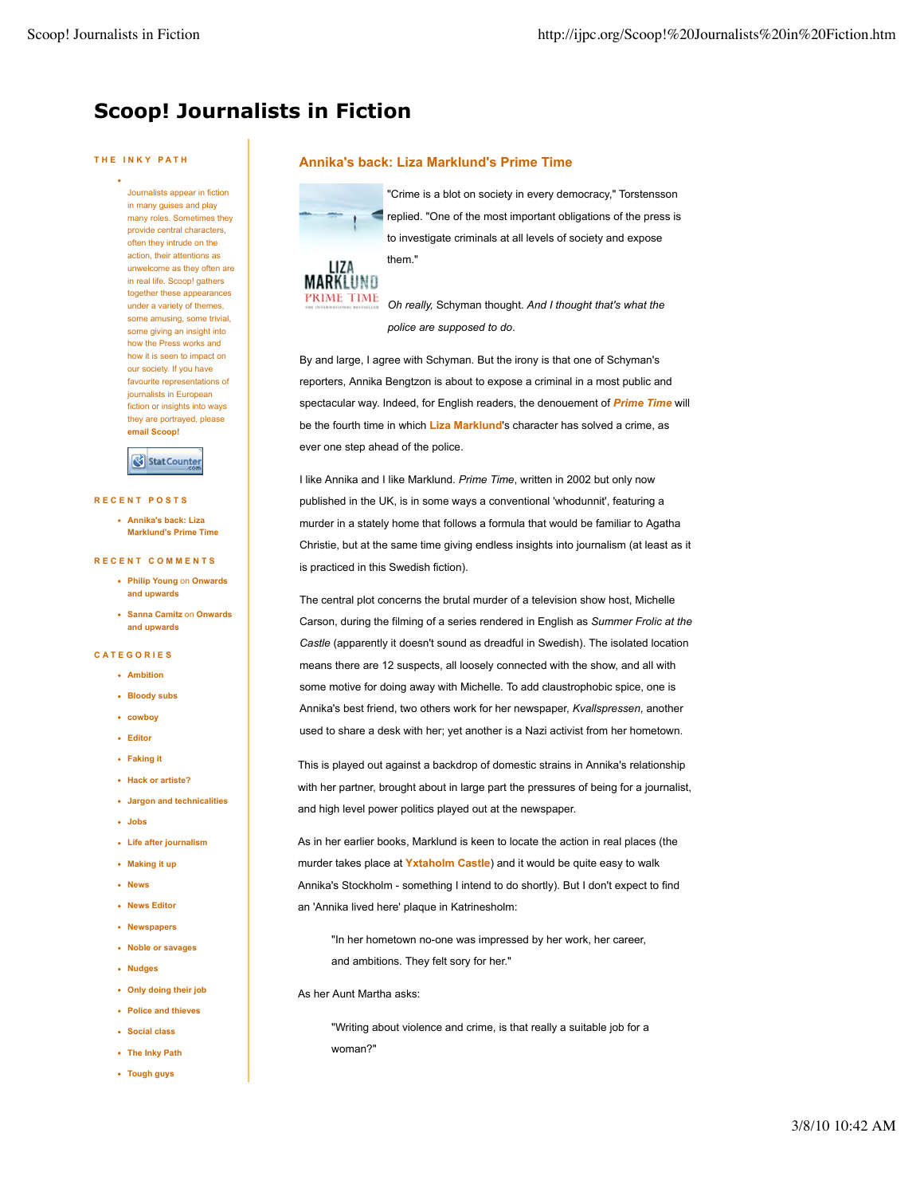# Scoop! Journalists in Fiction

## THE INKY PATH

- Journalists appear in fiction in many guises and play many roles. Sometimes they provide central characters, often they intrude on the action, their attentions as unwelcome as they often are in real life. Scoop! gathers together these appearances under a variety of themes, some amusing, some trivial, some giving an insight into how the Press works and how it is seen to impact on our society. If you have favourite representations of journalists in European fiction or insights into ways they are portrayed, please **email Scoop!**

## RECENT POSTS

- **Annika's back: Liza Marklund's Prime Time**

## RECENT COMMENTS

- **Philip Young** on **Onwards and upwards**
- **Sanna Camitz** on **Onwards and upwards**

## CATEGORIES

- Ambition
- Bloody subs
- cowboy
- Editor
- Faking it
- Hack or artiste?
- Jargon and technicalities
- Jobs
- Life after journalism
- Making it up
- News
- News Editor
- Newspapers
- Noble or savages
- Nudges
- Only doing their job
- Police and thieves
- Social class
- The Inky Path
- Tough guys

## Annika's back: Liza Marklund's Prime Time

"Crime is a blot on society in every democracy," Torstensson replied. "One of the most important obligations of the press is to investigate criminals at all levels of society and expose them."

*Oh really,* Schyman thought. *And I thought that's what the police are supposed to do*.

By and large, I agree with Schyman. But the irony is that one of Schyman's reporters, Annika Bengtzon is about to expose a criminal in a most public and spectacular way. Indeed, for English readers, the denouement of ***Prime Time*** will be the fourth time in which **Liza Marklund**'s character has solved a crime, as ever one step ahead of the police.

I like Annika and I like Marklund. *Prime Time*, written in 2002 but only now published in the UK, is in some ways a conventional 'whodunnit', featuring a murder in a stately home that follows a formula that would be familiar to Agatha Christie, but at the same time giving endless insights into journalism (at least as it is practiced in this Swedish fiction).

The central plot concerns the brutal murder of a television show host, Michelle Carson, during the filming of a series rendered in English as *Summer Frolic at the Castle* (apparently it doesn't sound as dreadful in Swedish). The isolated location means there are 12 suspects, all loosely connected with the show, and all with some motive for doing away with Michelle. To add claustrophobic spice, one is Annika's best friend, two others work for her newspaper, *Kvallspressen*, another used to share a desk with her; yet another is a Nazi activist from her hometown.

This is played out against a backdrop of domestic strains in Annika's relationship with her partner, brought about in large part the pressures of being for a journalist, and high level power politics played out at the newspaper.

As in her earlier books, Marklund is keen to locate the action in real places (the murder takes place at **Yxtaholm Castle**) and it would be quite easy to walk Annika's Stockholm - something I intend to do shortly). But I don't expect to find an 'Annika lived here' plaque in Katrinesholm:

> "In her hometown no-one was impressed by her work, her career, and ambitions. They felt sory for her."

As her Aunt Martha asks:

> "Writing about violence and crime, is that really a suitable job for a woman?"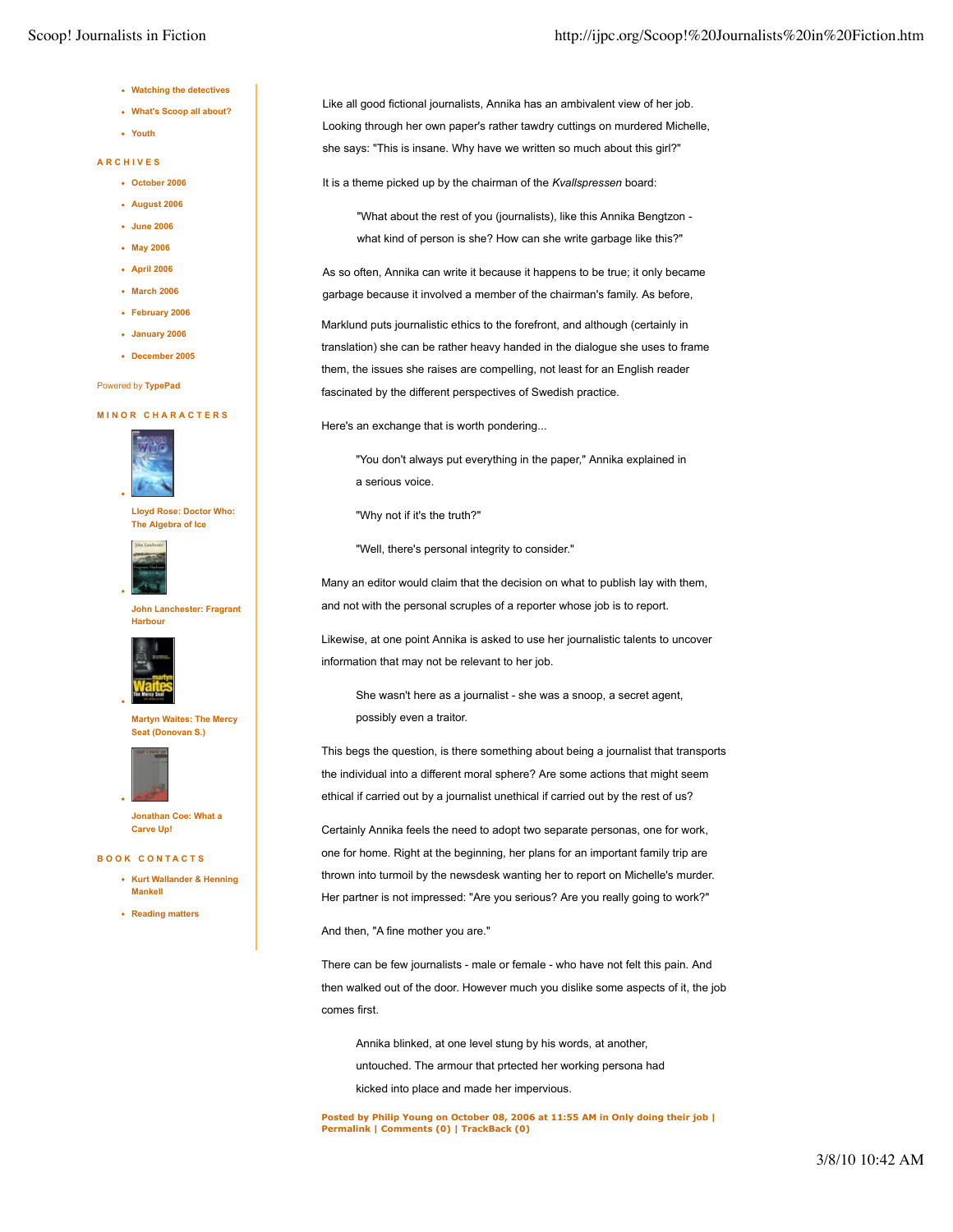- Watching the detectives
- What's Scoop all about?
- Youth

**ARCHIVES**

- October 2006
- August 2006
- June 2006
- May 2006
- April 2006
- March 2006
- February 2006
- January 2006
- December 2005

Powered by **TypePad**

**MINOR CHARACTERS**

- Lloyd Rose: Doctor Who: The Algebra of Ice
- John Lanchester: Fragrant Harbour
- Martyn Waites: The Mercy Seat (Donovan S.)
- Jonathan Coe: What a Carve Up!

**BOOK CONTACTS**

- Kurt Wallander & Henning Mankell
- Reading matters

Like all good fictional journalists, Annika has an ambivalent view of her job. Looking through her own paper's rather tawdry cuttings on murdered Michelle, she says: "This is insane. Why have we written so much about this girl?"

It is a theme picked up by the chairman of the *Kvallspressen* board:

> "What about the rest of you (journalists), like this Annika Bengtzon - what kind of person is she? How can she write garbage like this?"

As so often, Annika can write it because it happens to be true; it only became garbage because it involved a member of the chairman's family. As before,

Marklund puts journalistic ethics to the forefront, and although (certainly in translation) she can be rather heavy handed in the dialogue she uses to frame them, the issues she raises are compelling, not least for an English reader fascinated by the different perspectives of Swedish practice.

Here's an exchange that is worth pondering...

> "You don't always put everything in the paper," Annika explained in a serious voice.
>
> "Why not if it's the truth?"
>
> "Well, there's personal integrity to consider."

Many an editor would claim that the decision on what to publish lay with them, and not with the personal scruples of a reporter whose job is to report.

Likewise, at one point Annika is asked to use her journalistic talents to uncover information that may not be relevant to her job.

> She wasn't here as a journalist - she was a snoop, a secret agent, possibly even a traitor.

This begs the question, is there something about being a journalist that transports the individual into a different moral sphere? Are some actions that might seem ethical if carried out by a journalist unethical if carried out by the rest of us?

Certainly Annika feels the need to adopt two separate personas, one for work, one for home. Right at the beginning, her plans for an important family trip are thrown into turmoil by the newsdesk wanting her to report on Michelle's murder. Her partner is not impressed: "Are you serious? Are you really going to work?"

And then, "A fine mother you are."

There can be few journalists - male or female - who have not felt this pain. And then walked out of the door. However much you dislike some aspects of it, the job comes first.

> Annika blinked, at one level stung by his words, at another, untouched. The armour that prtected her working persona had kicked into place and made her impervious.

**Posted by Philip Young on October 08, 2006 at 11:55 AM in Only doing their job | Permalink | Comments (0) | TrackBack (0)**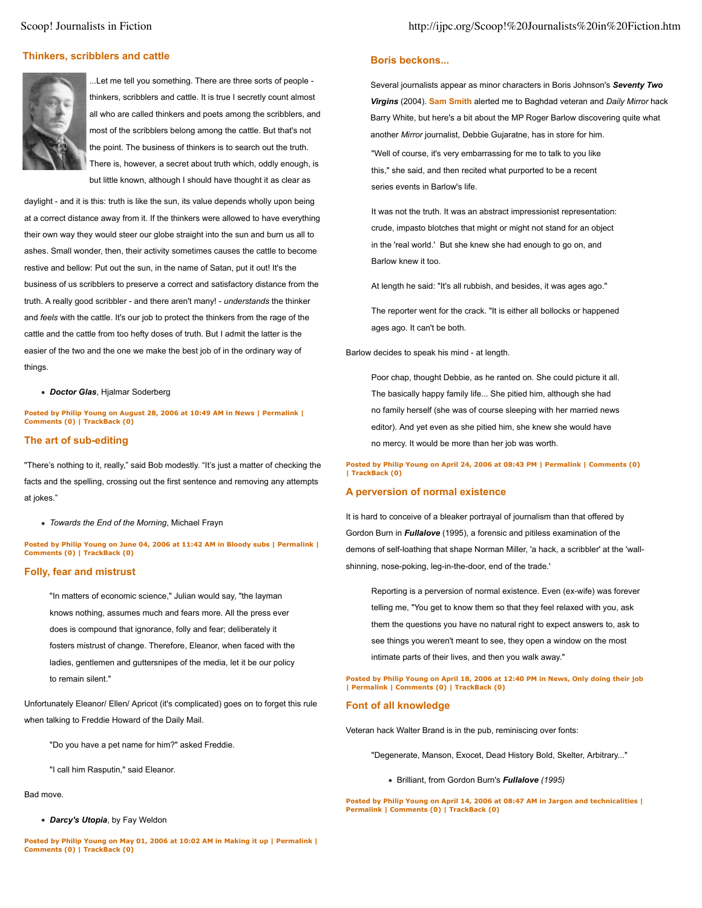## Thinkers, scribblers and cattle

...Let me tell you something. There are three sorts of people - thinkers, scribblers and cattle. It is true I secretly count almost all who are called thinkers and poets among the scribblers, and most of the scribblers belong among the cattle. But that's not the point. The business of thinkers is to search out the truth. There is, however, a secret about truth which, oddly enough, is but little known, although I should have thought it as clear as daylight - and it is this: truth is like the sun, its value depends wholly upon being at a correct distance away from it. If the thinkers were allowed to have everything their own way they would steer our globe straight into the sun and burn us all to ashes. Small wonder, then, their activity sometimes causes the cattle to become restive and bellow: Put out the sun, in the name of Satan, put it out! It's the business of us scribblers to preserve a correct and satisfactory distance from the truth. A really good scribbler - and there aren't many! - *understands* the thinker and *feels* with the cattle. It's our job to protect the thinkers from the rage of the cattle and the cattle from too hefty doses of truth. But I admit the latter is the easier of the two and the one we make the best job of in the ordinary way of things.

- ***Doctor Glas***, Hjalmar Soderberg

**Posted by Philip Young on August 28, 2006 at 10:49 AM in News | Permalink | Comments (0) | TrackBack (0)**

## The art of sub-editing

"There's nothing to it, really," said Bob modestly. "It's just a matter of checking the facts and the spelling, crossing out the first sentence and removing any attempts at jokes."

- *Towards the End of the Morning*, Michael Frayn

**Posted by Philip Young on June 04, 2006 at 11:42 AM in Bloody subs | Permalink | Comments (0) | TrackBack (0)**

## Folly, fear and mistrust

> "In matters of economic science," Julian would say, "the layman knows nothing, assumes much and fears more. All the press ever does is compound that ignorance, folly and fear; deliberately it fosters mistrust of change. Therefore, Eleanor, when faced with the ladies, gentlemen and guttersnipes of the media, let it be our policy to remain silent."

Unfortunately Eleanor/ Ellen/ Apricot (it's complicated) goes on to forget this rule when talking to Freddie Howard of the Daily Mail.

> "Do you have a pet name for him?" asked Freddie.
>
> "I call him Rasputin," said Eleanor.

Bad move.

- ***Darcy's Utopia***, by Fay Weldon

**Posted by Philip Young on May 01, 2006 at 10:02 AM in Making it up | Permalink | Comments (0) | TrackBack (0)**

## Boris beckons...

Several journalists appear as minor characters in Boris Johnson's ***Seventy Two Virgins*** (2004). **Sam Smith** alerted me to Baghdad veteran and *Daily Mirror* hack Barry White, but here's a bit about the MP Roger Barlow discovering quite what another *Mirror* journalist, Debbie Gujaratne, has in store for him.

> "Well of course, it's very embarrassing for me to talk to you like this," she said, and then recited what purported to be a recent series events in Barlow's life.
>
> It was not the truth. It was an abstract impressionist representation: crude, impasto blotches that might or might not stand for an object in the 'real world.' But she knew she had enough to go on, and Barlow knew it too.
>
> At length he said: "It's all rubbish, and besides, it was ages ago."
>
> The reporter went for the crack. "It is either all bollocks or happened ages ago. It can't be both.

Barlow decides to speak his mind - at length.

> Poor chap, thought Debbie, as he ranted on. She could picture it all. The basically happy family life... She pitied him, although she had no family herself (she was of course sleeping with her married news editor). And yet even as she pitied him, she knew she would have no mercy. It would be more than her job was worth.

**Posted by Philip Young on April 24, 2006 at 08:43 PM | Permalink | Comments (0) | TrackBack (0)**

## A perversion of normal existence

It is hard to conceive of a bleaker portrayal of journalism than that offered by Gordon Burn in ***Fullalove*** (1995), a forensic and pitiless examination of the demons of self-loathing that shape Norman Miller, 'a hack, a scribbler' at the 'wall-shinning, nose-poking, leg-in-the-door, end of the trade.'

> Reporting is a perversion of normal existence. Even (ex-wife) was forever telling me, "You get to know them so that they feel relaxed with you, ask them the questions you have no natural right to expect answers to, ask to see things you weren't meant to see, they open a window on the most intimate parts of their lives, and then you walk away."

**Posted by Philip Young on April 18, 2006 at 12:40 PM in News, Only doing their job | Permalink | Comments (0) | TrackBack (0)**

## Font of all knowledge

Veteran hack Walter Brand is in the pub, reminiscing over fonts:

> "Degenerate, Manson, Exocet, Dead History Bold, Skelter, Arbitrary..."
>
> - Brilliant, from Gordon Burn's ***Fullalove*** *(1995)*

**Posted by Philip Young on April 14, 2006 at 08:47 AM in Jargon and technicalities | Permalink | Comments (0) | TrackBack (0)**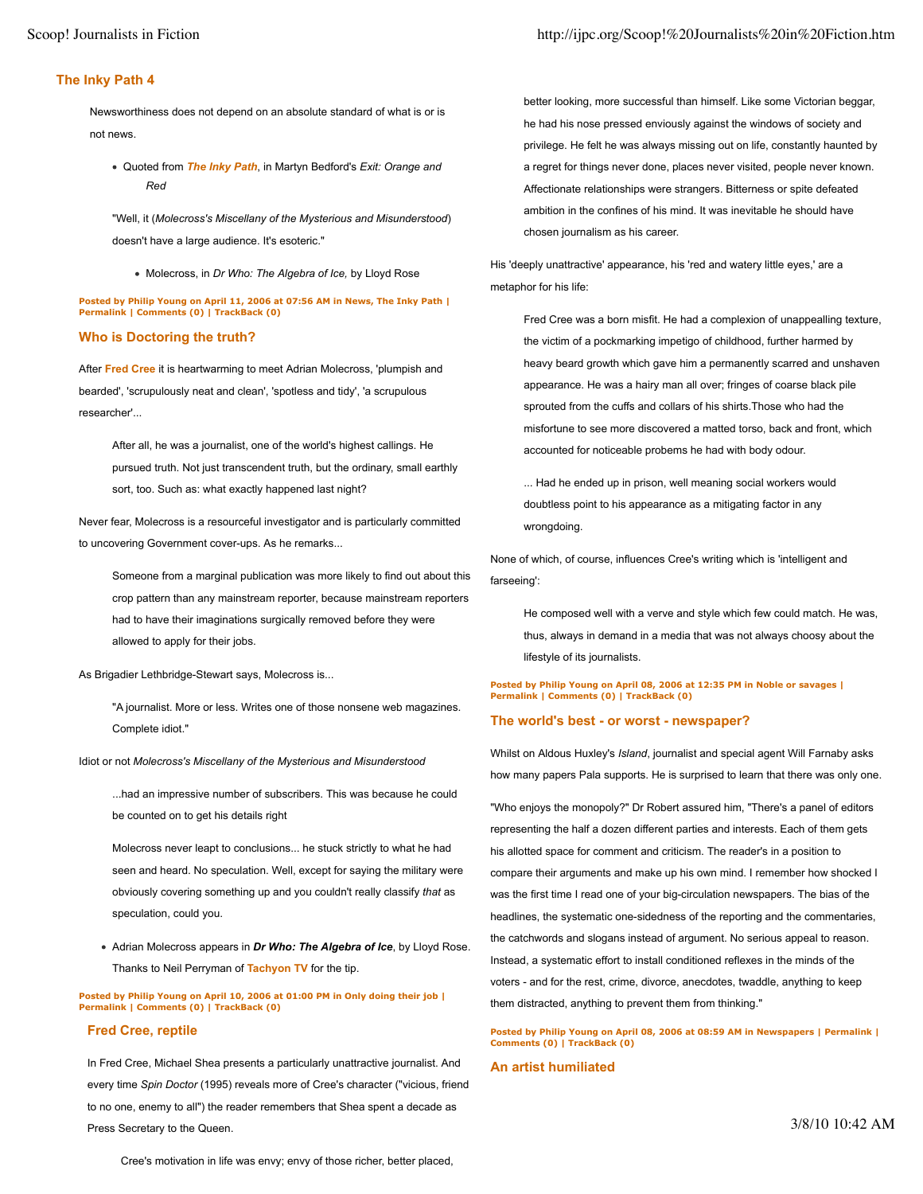## The Inky Path 4

Newsworthiness does not depend on an absolute standard of what is or is not news.

- Quoted from ***The Inky Path***, in Martyn Bedford's *Exit: Orange and Red*

"Well, it (*Molecross's Miscellany of the Mysterious and Misunderstood*) doesn't have a large audience. It's esoteric."

- Molecross, in *Dr Who: The Algebra of Ice,* by Lloyd Rose

**Posted by Philip Young on April 11, 2006 at 07:56 AM in News, The Inky Path | Permalink | Comments (0) | TrackBack (0)**

## Who is Doctoring the truth?

After **Fred Cree** it is heartwarming to meet Adrian Molecross, 'plumpish and bearded', 'scrupulously neat and clean', 'spotless and tidy', 'a scrupulous researcher'...

> After all, he was a journalist, one of the world's highest callings. He pursued truth. Not just transcendent truth, but the ordinary, small earthly sort, too. Such as: what exactly happened last night?

Never fear, Molecross is a resourceful investigator and is particularly committed to uncovering Government cover-ups. As he remarks...

> Someone from a marginal publication was more likely to find out about this crop pattern than any mainstream reporter, because mainstream reporters had to have their imaginations surgically removed before they were allowed to apply for their jobs.

As Brigadier Lethbridge-Stewart says, Molecross is...

> "A journalist. More or less. Writes one of those nonsene web magazines. Complete idiot."

Idiot or not *Molecross's Miscellany of the Mysterious and Misunderstood*

> ...had an impressive number of subscribers. This was because he could be counted on to get his details right
>
> Molecross never leapt to conclusions... he stuck strictly to what he had seen and heard. No speculation. Well, except for saying the military were obviously covering something up and you couldn't really classify *that* as speculation, could you.

- Adrian Molecross appears in ***Dr Who: The Algebra of Ice***, by Lloyd Rose. Thanks to Neil Perryman of **Tachyon TV** for the tip.

**Posted by Philip Young on April 10, 2006 at 01:00 PM in Only doing their job | Permalink | Comments (0) | TrackBack (0)**

## Fred Cree, reptile

In Fred Cree, Michael Shea presents a particularly unattractive journalist. And every time *Spin Doctor* (1995) reveals more of Cree's character ("vicious, friend to no one, enemy to all") the reader remembers that Shea spent a decade as Press Secretary to the Queen.

> Cree's motivation in life was envy; envy of those richer, better placed, better looking, more successful than himself. Like some Victorian beggar, he had his nose pressed enviously against the windows of society and privilege. He felt he was always missing out on life, constantly haunted by a regret for things never done, places never visited, people never known. Affectionate relationships were strangers. Bitterness or spite defeated ambition in the confines of his mind. It was inevitable he should have chosen journalism as his career.

His 'deeply unattractive' appearance, his 'red and watery little eyes,' are a metaphor for his life:

> Fred Cree was a born misfit. He had a complexion of unappealling texture, the victim of a pockmarking impetigo of childhood, further harmed by heavy beard growth which gave him a permanently scarred and unshaven appearance. He was a hairy man all over; fringes of coarse black pile sprouted from the cuffs and collars of his shirts.Those who had the misfortune to see more discovered a matted torso, back and front, which accounted for noticeable probems he had with body odour.
>
> ... Had he ended up in prison, well meaning social workers would doubtless point to his appearance as a mitigating factor in any wrongdoing.

None of which, of course, influences Cree's writing which is 'intelligent and farseeing':

> He composed well with a verve and style which few could match. He was, thus, always in demand in a media that was not always choosy about the lifestyle of its journalists.

**Posted by Philip Young on April 08, 2006 at 12:35 PM in Noble or savages | Permalink | Comments (0) | TrackBack (0)**

## The world's best - or worst - newspaper?

Whilst on Aldous Huxley's *Island*, journalist and special agent Will Farnaby asks how many papers Pala supports. He is surprised to learn that there was only one.

"Who enjoys the monopoly?" Dr Robert assured him, "There's a panel of editors representing the half a dozen different parties and interests. Each of them gets his allotted space for comment and criticism. The reader's in a position to compare their arguments and make up his own mind. I remember how shocked I was the first time I read one of your big-circulation newspapers. The bias of the headlines, the systematic one-sidedness of the reporting and the commentaries, the catchwords and slogans instead of argument. No serious appeal to reason. Instead, a systematic effort to install conditioned reflexes in the minds of the voters - and for the rest, crime, divorce, anecdotes, twaddle, anything to keep them distracted, anything to prevent them from thinking."

**Posted by Philip Young on April 08, 2006 at 08:59 AM in Newspapers | Permalink | Comments (0) | TrackBack (0)**

## An artist humiliated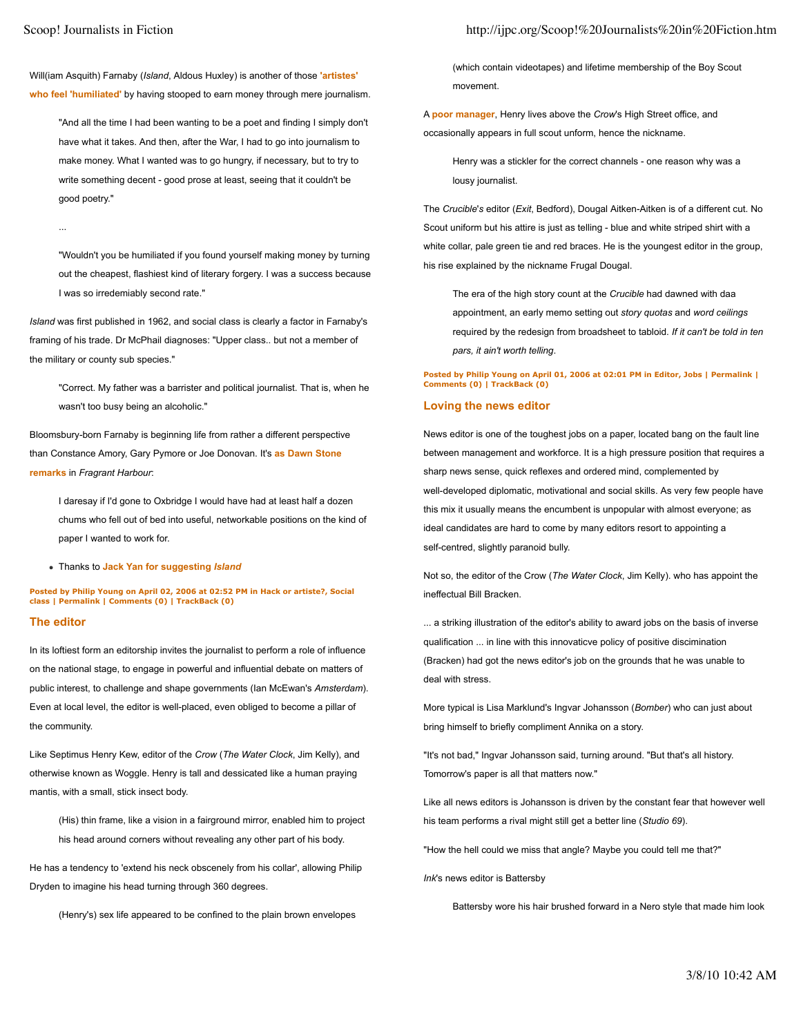Will(iam Asquith) Farnaby (*Island*, Aldous Huxley) is another of those **'artistes' who feel 'humiliated'** by having stooped to earn money through mere journalism.

> "And all the time I had been wanting to be a poet and finding I simply don't have what it takes. And then, after the War, I had to go into journalism to make money. What I wanted was to go hungry, if necessary, but to try to write something decent - good prose at least, seeing that it couldn't be good poetry."
>
> ...
>
> "Wouldn't you be humiliated if you found yourself making money by turning out the cheapest, flashiest kind of literary forgery. I was a success because I was so irredemiably second rate."

*Island* was first published in 1962, and social class is clearly a factor in Farnaby's framing of his trade. Dr McPhail diagnoses: "Upper class.. but not a member of the military or county sub species."

> "Correct. My father was a barrister and political journalist. That is, when he wasn't too busy being an alcoholic."

Bloomsbury-born Farnaby is beginning life from rather a different perspective than Constance Amory, Gary Pymore or Joe Donovan. It's **as Dawn Stone remarks** in *Fragrant Harbour*:

> I daresay if I'd gone to Oxbridge I would have had at least half a dozen chums who fell out of bed into useful, networkable positions on the kind of paper I wanted to work for.

- Thanks to **Jack Yan for suggesting *Island***

**Posted by Philip Young on April 02, 2006 at 02:52 PM in Hack or artiste?, Social class | Permalink | Comments (0) | TrackBack (0)**

## The editor

In its loftiest form an editorship invites the journalist to perform a role of influence on the national stage, to engage in powerful and influential debate on matters of public interest, to challenge and shape governments (Ian McEwan's *Amsterdam*). Even at local level, the editor is well-placed, even obliged to become a pillar of the community.

Like Septimus Henry Kew, editor of the *Crow* (*The Water Clock*, Jim Kelly), and otherwise known as Woggle. Henry is tall and dessicated like a human praying mantis, with a small, stick insect body.

> (His) thin frame, like a vision in a fairground mirror, enabled him to project his head around corners without revealing any other part of his body.

He has a tendency to 'extend his neck obscenely from his collar', allowing Philip Dryden to imagine his head turning through 360 degrees.

> (Henry's) sex life appeared to be confined to the plain brown envelopes (which contain videotapes) and lifetime membership of the Boy Scout movement.

A **poor manager**, Henry lives above the *Crow*'s High Street office, and occasionally appears in full scout unform, hence the nickname.

> Henry was a stickler for the correct channels - one reason why was a lousy journalist.

The *Crucible*'s editor (*Exit*, Bedford), Dougal Aitken-Aitken is of a different cut. No Scout uniform but his attire is just as telling - blue and white striped shirt with a white collar, pale green tie and red braces. He is the youngest editor in the group, his rise explained by the nickname Frugal Dougal.

> The era of the high story count at the *Crucible* had dawned with daa appointment, an early memo setting out *story quotas* and *word ceilings* required by the redesign from broadsheet to tabloid. *If it can't be told in ten pars, it ain't worth telling*.

**Posted by Philip Young on April 01, 2006 at 02:01 PM in Editor, Jobs | Permalink | Comments (0) | TrackBack (0)**

## Loving the news editor

News editor is one of the toughest jobs on a paper, located bang on the fault line between management and workforce. It is a high pressure position that requires a sharp news sense, quick reflexes and ordered mind, complemented by well-developed diplomatic, motivational and social skills. As very few people have this mix it usually means the encumbent is unpopular with almost everyone; as ideal candidates are hard to come by many editors resort to appointing a self-centred, slightly paranoid bully.

Not so, the editor of the Crow (*The Water Clock*, Jim Kelly). who has appoint the ineffectual Bill Bracken.

... a striking illustration of the editor's ability to award jobs on the basis of inverse qualification ... in line with this innovaticve policy of positive discimination (Bracken) had got the news editor's job on the grounds that he was unable to deal with stress.

More typical is Lisa Marklund's Ingvar Johansson (*Bomber*) who can just about bring himself to briefly compliment Annika on a story.

"It's not bad," Ingvar Johansson said, turning around. "But that's all history. Tomorrow's paper is all that matters now."

Like all news editors is Johansson is driven by the constant fear that however well his team performs a rival might still get a better line (*Studio 69*).

"How the hell could we miss that angle? Maybe you could tell me that?"

*Ink*'s news editor is Battersby

> Battersby wore his hair brushed forward in a Nero style that made him look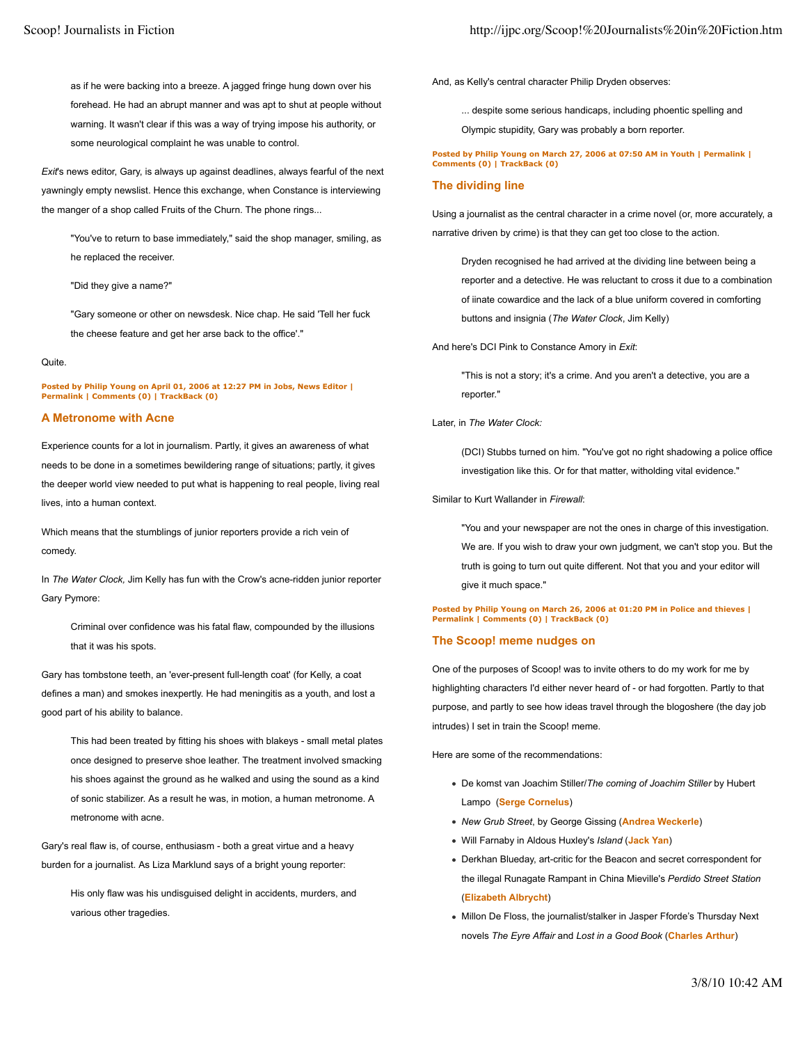as if he were backing into a breeze. A jagged fringe hung down over his forehead. He had an abrupt manner and was apt to shut at people without warning. It wasn't clear if this was a way of trying impose his authority, or some neurological complaint he was unable to control.

*Exit*'s news editor, Gary, is always up against deadlines, always fearful of the next yawningly empty newslist. Hence this exchange, when Constance is interviewing the manger of a shop called Fruits of the Churn. The phone rings...

> "You've to return to base immediately," said the shop manager, smiling, as he replaced the receiver.
>
> "Did they give a name?"
>
> "Gary someone or other on newsdesk. Nice chap. He said 'Tell her fuck the cheese feature and get her arse back to the office'."

Quite.

**Posted by Philip Young on April 01, 2006 at 12:27 PM in Jobs, News Editor | Permalink | Comments (0) | TrackBack (0)**

## A Metronome with Acne

Experience counts for a lot in journalism. Partly, it gives an awareness of what needs to be done in a sometimes bewildering range of situations; partly, it gives the deeper world view needed to put what is happening to real people, living real lives, into a human context.

Which means that the stumblings of junior reporters provide a rich vein of comedy.

In *The Water Clock,* Jim Kelly has fun with the Crow's acne-ridden junior reporter Gary Pymore:

> Criminal over confidence was his fatal flaw, compounded by the illusions that it was his spots.

Gary has tombstone teeth, an 'ever-present full-length coat' (for Kelly, a coat defines a man) and smokes inexpertly. He had meningitis as a youth, and lost a good part of his ability to balance.

> This had been treated by fitting his shoes with blakeys - small metal plates once designed to preserve shoe leather. The treatment involved smacking his shoes against the ground as he walked and using the sound as a kind of sonic stabilizer. As a result he was, in motion, a human metronome. A metronome with acne.

Gary's real flaw is, of course, enthusiasm - both a great virtue and a heavy burden for a journalist. As Liza Marklund says of a bright young reporter:

> His only flaw was his undisguised delight in accidents, murders, and various other tragedies.

And, as Kelly's central character Philip Dryden observes:

> ... despite some serious handicaps, including phoentic spelling and Olympic stupidity, Gary was probably a born reporter.

**Posted by Philip Young on March 27, 2006 at 07:50 AM in Youth | Permalink | Comments (0) | TrackBack (0)**

## The dividing line

Using a journalist as the central character in a crime novel (or, more accurately, a narrative driven by crime) is that they can get too close to the action.

> Dryden recognised he had arrived at the dividing line between being a reporter and a detective. He was reluctant to cross it due to a combination of iinate cowardice and the lack of a blue uniform covered in comforting buttons and insignia (*The Water Clock*, Jim Kelly)

And here's DCI Pink to Constance Amory in *Exit*:

> "This is not a story; it's a crime. And you aren't a detective, you are a reporter."

Later, in *The Water Clock:*

> (DCI) Stubbs turned on him. "You've got no right shadowing a police office investigation like this. Or for that matter, witholding vital evidence."

Similar to Kurt Wallander in *Firewall*:

> "You and your newspaper are not the ones in charge of this investigation. We are. If you wish to draw your own judgment, we can't stop you. But the truth is going to turn out quite different. Not that you and your editor will give it much space."

**Posted by Philip Young on March 26, 2006 at 01:20 PM in Police and thieves | Permalink | Comments (0) | TrackBack (0)**

## The Scoop! meme nudges on

One of the purposes of Scoop! was to invite others to do my work for me by highlighting characters I'd either never heard of - or had forgotten. Partly to that purpose, and partly to see how ideas travel through the blogoshere (the day job intrudes) I set in train the Scoop! meme.

Here are some of the recommendations:

- De komst van Joachim Stiller/*The coming of Joachim Stiller* by Hubert Lampo (**Serge Cornelus**)
- *New Grub Street*, by George Gissing (**Andrea Weckerle**)
- Will Farnaby in Aldous Huxley's *Island* (**Jack Yan**)
- Derkhan Blueday, art-critic for the Beacon and secret correspondent for the illegal Runagate Rampant in China Mieville's *Perdido Street Station* (**Elizabeth Albrycht**)
- Millon De Floss, the journalist/stalker in Jasper Fforde's Thursday Next novels *The Eyre Affair* and *Lost in a Good Book* (**Charles Arthur**)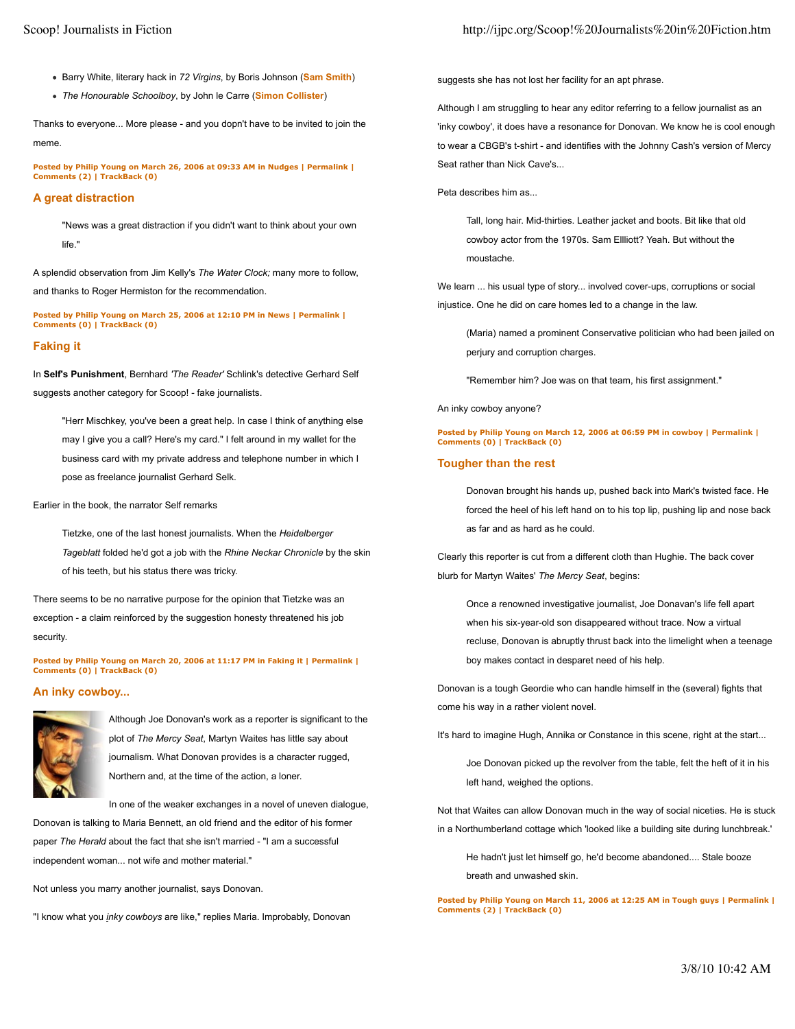- Barry White, literary hack in *72 Virgins*, by Boris Johnson (**Sam Smith**)
- *The Honourable Schoolboy*, by John le Carre (**Simon Collister**)

Thanks to everyone... More please - and you dopn't have to be invited to join the meme.

**Posted by Philip Young on March 26, 2006 at 09:33 AM in Nudges | Permalink | Comments (2) | TrackBack (0)**

## A great distraction

> "News was a great distraction if you didn't want to think about your own life."

A splendid observation from Jim Kelly's *The Water Clock;* many more to follow, and thanks to Roger Hermiston for the recommendation.

**Posted by Philip Young on March 25, 2006 at 12:10 PM in News | Permalink | Comments (0) | TrackBack (0)**

## Faking it

In **Self's Punishment**, Bernhard *'The Reader'* Schlink's detective Gerhard Self suggests another category for Scoop! - fake journalists.

> "Herr Mischkey, you've been a great help. In case I think of anything else may I give you a call? Here's my card." I felt around in my wallet for the business card with my private address and telephone number in which I pose as freelance journalist Gerhard Selk.

Earlier in the book, the narrator Self remarks

> Tietzke, one of the last honest journalists. When the *Heidelberger Tageblatt* folded he'd got a job with the *Rhine Neckar Chronicle* by the skin of his teeth, but his status there was tricky.

There seems to be no narrative purpose for the opinion that Tietzke was an exception - a claim reinforced by the suggestion honesty threatened his job security.

**Posted by Philip Young on March 20, 2006 at 11:17 PM in Faking it | Permalink | Comments (0) | TrackBack (0)**

## An inky cowboy...

Although Joe Donovan's work as a reporter is significant to the plot of *The Mercy Seat*, Martyn Waites has little say about journalism. What Donovan provides is a character rugged, Northern and, at the time of the action, a loner.

In one of the weaker exchanges in a novel of uneven dialogue, Donovan is talking to Maria Bennett, an old friend and the editor of his former paper *The Herald* about the fact that she isn't married - "I am a successful independent woman... not wife and mother material."

Not unless you marry another journalist, says Donovan.

"I know what you *inky cowboys* are like," replies Maria. Improbably, Donovan suggests she has not lost her facility for an apt phrase.

Although I am struggling to hear any editor referring to a fellow journalist as an 'inky cowboy', it does have a resonance for Donovan. We know he is cool enough to wear a CBGB's t-shirt - and identifies with the Johnny Cash's version of Mercy Seat rather than Nick Cave's...

Peta describes him as...

> Tall, long hair. Mid-thirties. Leather jacket and boots. Bit like that old cowboy actor from the 1970s. Sam Ellliott? Yeah. But without the moustache.

We learn ... his usual type of story... involved cover-ups, corruptions or social injustice. One he did on care homes led to a change in the law.

> (Maria) named a prominent Conservative politician who had been jailed on perjury and corruption charges.
>
> "Remember him? Joe was on that team, his first assignment."

An inky cowboy anyone?

**Posted by Philip Young on March 12, 2006 at 06:59 PM in cowboy | Permalink | Comments (0) | TrackBack (0)**

## Tougher than the rest

> Donovan brought his hands up, pushed back into Mark's twisted face. He forced the heel of his left hand on to his top lip, pushing lip and nose back as far and as hard as he could.

Clearly this reporter is cut from a different cloth than Hughie. The back cover blurb for Martyn Waites' *The Mercy Seat*, begins:

> Once a renowned investigative journalist, Joe Donavan's life fell apart when his six-year-old son disappeared without trace. Now a virtual recluse, Donovan is abruptly thrust back into the limelight when a teenage boy makes contact in desparet need of his help.

Donovan is a tough Geordie who can handle himself in the (several) fights that come his way in a rather violent novel.

It's hard to imagine Hugh, Annika or Constance in this scene, right at the start...

> Joe Donovan picked up the revolver from the table, felt the heft of it in his left hand, weighed the options.

Not that Waites can allow Donovan much in the way of social niceties. He is stuck in a Northumberland cottage which 'looked like a building site during lunchbreak.'

> He hadn't just let himself go, he'd become abandoned.... Stale booze breath and unwashed skin.

**Posted by Philip Young on March 11, 2006 at 12:25 AM in Tough guys | Permalink | Comments (2) | TrackBack (0)**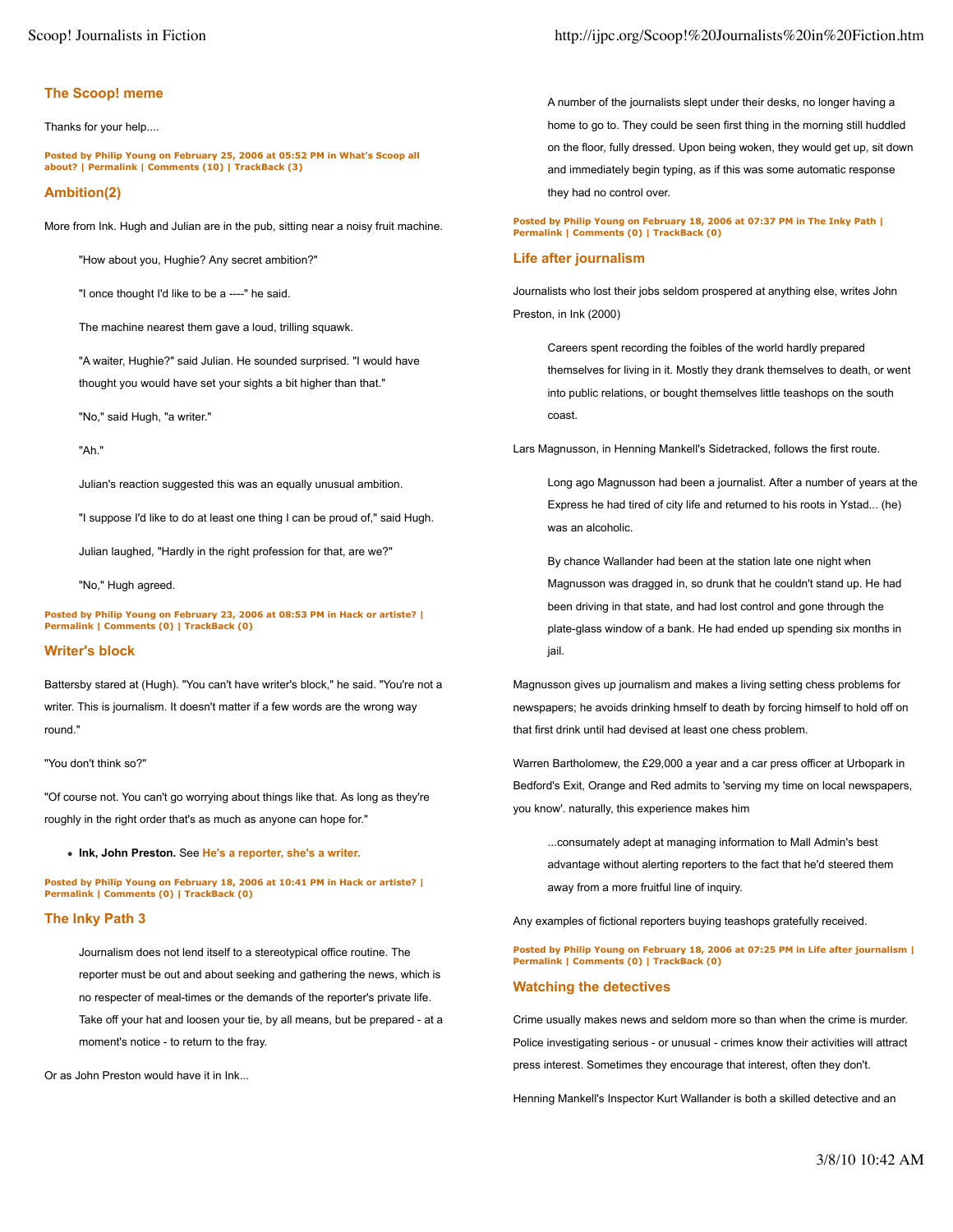## The Scoop! meme

Thanks for your help....

**Posted by Philip Young on February 25, 2006 at 05:52 PM in What's Scoop all about? | Permalink | Comments (10) | TrackBack (3)**

## Ambition(2)

More from Ink. Hugh and Julian are in the pub, sitting near a noisy fruit machine.

> "How about you, Hughie? Any secret ambition?"
>
> "I once thought I'd like to be a ----" he said.
>
> The machine nearest them gave a loud, trilling squawk.
>
> "A waiter, Hughie?" said Julian. He sounded surprised. "I would have thought you would have set your sights a bit higher than that."
>
> "No," said Hugh, "a writer."
>
> "Ah."
>
> Julian's reaction suggested this was an equally unusual ambition.
>
> "I suppose I'd like to do at least one thing I can be proud of," said Hugh.
>
> Julian laughed, "Hardly in the right profession for that, are we?"
>
> "No," Hugh agreed.

**Posted by Philip Young on February 23, 2006 at 08:53 PM in Hack or artiste? | Permalink | Comments (0) | TrackBack (0)**

## Writer's block

Battersby stared at (Hugh). "You can't have writer's block," he said. "You're not a writer. This is journalism. It doesn't matter if a few words are the wrong way round."

"You don't think so?"

"Of course not. You can't go worrying about things like that. As long as they're roughly in the right order that's as much as anyone can hope for."

- **Ink, John Preston.** See **He's a reporter, she's a writer.**

**Posted by Philip Young on February 18, 2006 at 10:41 PM in Hack or artiste? | Permalink | Comments (0) | TrackBack (0)**

## The Inky Path 3

> Journalism does not lend itself to a stereotypical office routine. The reporter must be out and about seeking and gathering the news, which is no respecter of meal-times or the demands of the reporter's private life. Take off your hat and loosen your tie, by all means, but be prepared - at a moment's notice - to return to the fray.

Or as John Preston would have it in Ink...

> A number of the journalists slept under their desks, no longer having a home to go to. They could be seen first thing in the morning still huddled on the floor, fully dressed. Upon being woken, they would get up, sit down and immediately begin typing, as if this was some automatic response they had no control over.

**Posted by Philip Young on February 18, 2006 at 07:37 PM in The Inky Path | Permalink | Comments (0) | TrackBack (0)**

## Life after journalism

Journalists who lost their jobs seldom prospered at anything else, writes John Preston, in Ink (2000)

> Careers spent recording the foibles of the world hardly prepared themselves for living in it. Mostly they drank themselves to death, or went into public relations, or bought themselves little teashops on the south coast.

Lars Magnusson, in Henning Mankell's Sidetracked, follows the first route.

> Long ago Magnusson had been a journalist. After a number of years at the Express he had tired of city life and returned to his roots in Ystad... (he) was an alcoholic.
>
> By chance Wallander had been at the station late one night when Magnusson was dragged in, so drunk that he couldn't stand up. He had been driving in that state, and had lost control and gone through the plate-glass window of a bank. He had ended up spending six months in jail.

Magnusson gives up journalism and makes a living setting chess problems for newspapers; he avoids drinking hmself to death by forcing himself to hold off on that first drink until had devised at least one chess problem.

Warren Bartholomew, the £29,000 a year and a car press officer at Urbopark in Bedford's Exit, Orange and Red admits to 'serving my time on local newspapers, you know'. naturally, this experience makes him

> ...consumately adept at managing information to Mall Admin's best advantage without alerting reporters to the fact that he'd steered them away from a more fruitful line of inquiry.

Any examples of fictional reporters buying teashops gratefully received.

**Posted by Philip Young on February 18, 2006 at 07:25 PM in Life after journalism | Permalink | Comments (0) | TrackBack (0)**

## Watching the detectives

Crime usually makes news and seldom more so than when the crime is murder. Police investigating serious - or unusual - crimes know their activities will attract press interest. Sometimes they encourage that interest, often they don't.

Henning Mankell's Inspector Kurt Wallander is both a skilled detective and an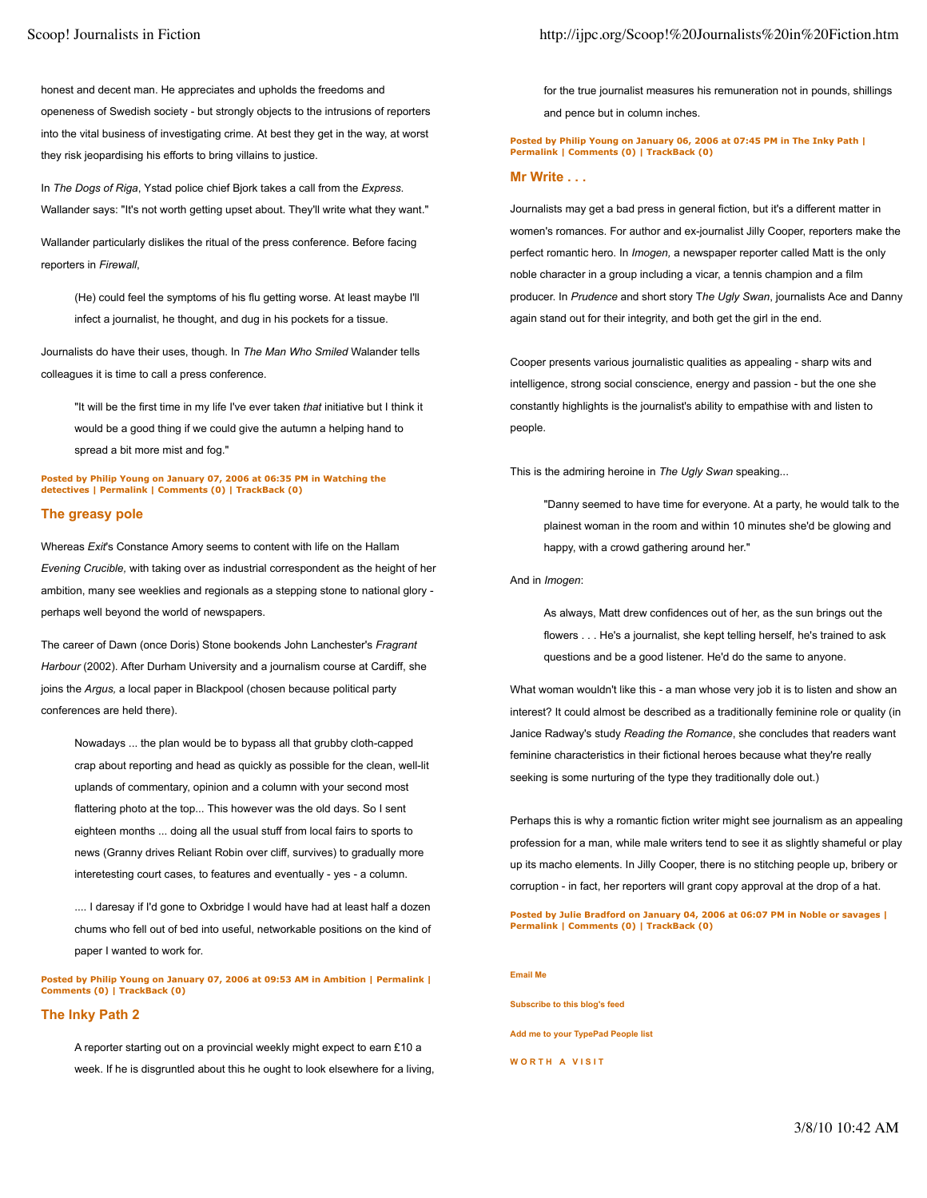honest and decent man. He appreciates and upholds the freedoms and openeness of Swedish society - but strongly objects to the intrusions of reporters into the vital business of investigating crime. At best they get in the way, at worst they risk jeopardising his efforts to bring villains to justice.

In *The Dogs of Riga*, Ystad police chief Bjork takes a call from the *Express.* Wallander says: "It's not worth getting upset about. They'll write what they want."

Wallander particularly dislikes the ritual of the press conference. Before facing reporters in *Firewall*,

> (He) could feel the symptoms of his flu getting worse. At least maybe I'll infect a journalist, he thought, and dug in his pockets for a tissue.

Journalists do have their uses, though. In *The Man Who Smiled* Walander tells colleagues it is time to call a press conference.

> "It will be the first time in my life I've ever taken *that* initiative but I think it would be a good thing if we could give the autumn a helping hand to spread a bit more mist and fog."

**Posted by Philip Young on January 07, 2006 at 06:35 PM in Watching the detectives | Permalink | Comments (0) | TrackBack (0)**

## The greasy pole

Whereas *Exit*'s Constance Amory seems to content with life on the Hallam *Evening Crucible,* with taking over as industrial correspondent as the height of her ambition, many see weeklies and regionals as a stepping stone to national glory - perhaps well beyond the world of newspapers.

The career of Dawn (once Doris) Stone bookends John Lanchester's *Fragrant Harbour* (2002). After Durham University and a journalism course at Cardiff, she joins the *Argus,* a local paper in Blackpool (chosen because political party conferences are held there).

> Nowadays ... the plan would be to bypass all that grubby cloth-capped crap about reporting and head as quickly as possible for the clean, well-lit uplands of commentary, opinion and a column with your second most flattering photo at the top... This however was the old days. So I sent eighteen months ... doing all the usual stuff from local fairs to sports to news (Granny drives Reliant Robin over cliff, survives) to gradually more interetesting court cases, to features and eventually - yes - a column.
>
> .... I daresay if I'd gone to Oxbridge I would have had at least half a dozen chums who fell out of bed into useful, networkable positions on the kind of paper I wanted to work for.

**Posted by Philip Young on January 07, 2006 at 09:53 AM in Ambition | Permalink | Comments (0) | TrackBack (0)**

## The Inky Path 2

> A reporter starting out on a provincial weekly might expect to earn £10 a week. If he is disgruntled about this he ought to look elsewhere for a living, for the true journalist measures his remuneration not in pounds, shillings and pence but in column inches.

**Posted by Philip Young on January 06, 2006 at 07:45 PM in The Inky Path | Permalink | Comments (0) | TrackBack (0)**

## Mr Write . . .

Journalists may get a bad press in general fiction, but it's a different matter in women's romances. For author and ex-journalist Jilly Cooper, reporters make the perfect romantic hero. In *Imogen,* a newspaper reporter called Matt is the only noble character in a group including a vicar, a tennis champion and a film producer. In *Prudence* and short story T*he Ugly Swan*, journalists Ace and Danny again stand out for their integrity, and both get the girl in the end.

Cooper presents various journalistic qualities as appealing - sharp wits and intelligence, strong social conscience, energy and passion - but the one she constantly highlights is the journalist's ability to empathise with and listen to people.

This is the admiring heroine in *The Ugly Swan* speaking...

> "Danny seemed to have time for everyone. At a party, he would talk to the plainest woman in the room and within 10 minutes she'd be glowing and happy, with a crowd gathering around her."

And in *Imogen*:

> As always, Matt drew confidences out of her, as the sun brings out the flowers . . . He's a journalist, she kept telling herself, he's trained to ask questions and be a good listener. He'd do the same to anyone.

What woman wouldn't like this - a man whose very job it is to listen and show an interest? It could almost be described as a traditionally feminine role or quality (in Janice Radway's study *Reading the Romance*, she concludes that readers want feminine characteristics in their fictional heroes because what they're really seeking is some nurturing of the type they traditionally dole out.)

Perhaps this is why a romantic fiction writer might see journalism as an appealing profession for a man, while male writers tend to see it as slightly shameful or play up its macho elements. In Jilly Cooper, there is no stitching people up, bribery or corruption - in fact, her reporters will grant copy approval at the drop of a hat.

**Posted by Julie Bradford on January 04, 2006 at 06:07 PM in Noble or savages | Permalink | Comments (0) | TrackBack (0)**

**Email Me**

**Subscribe to this blog's feed**

**Add me to your TypePad People list**

**WORTH A VISIT**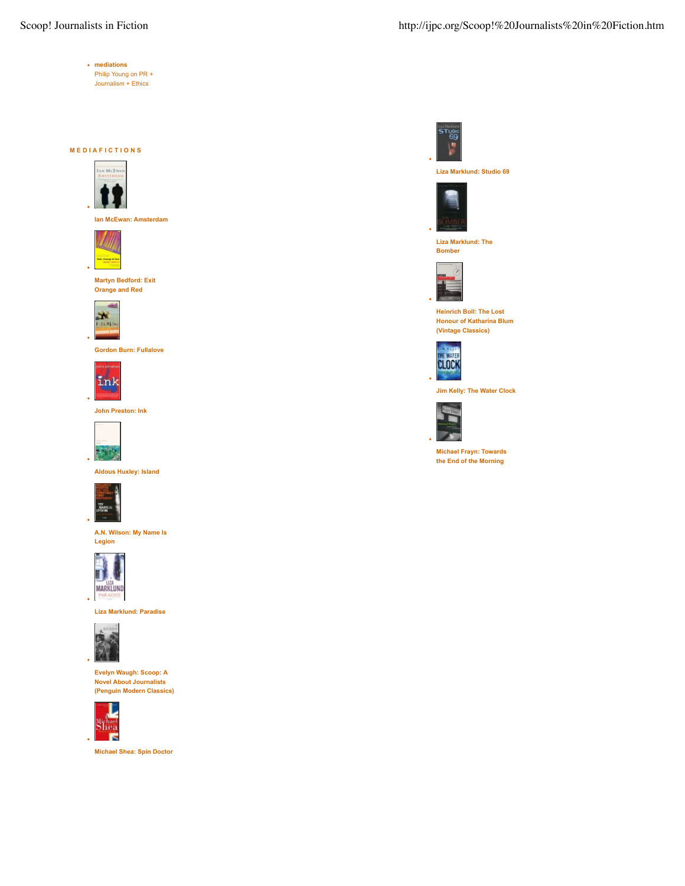- **mediations**
  Philip Young on PR + Journalism + Ethics

**MEDIAFICTIONS**

- **Ian McEwan: Amsterdam**
- **Martyn Bedford: Exit Orange and Red**
- **Gordon Burn: Fullalove**
- **John Preston: Ink**
- **Aldous Huxley: Island**
- **A.N. Wilson: My Name Is Legion**
- **Liza Marklund: Paradise**
- **Evelyn Waugh: Scoop: A Novel About Journalists (Penguin Modern Classics)**
- **Michael Shea: Spin Doctor**
- **Liza Marklund: Studio 69**
- **Liza Marklund: The Bomber**
- **Heinrich Boll: The Lost Honour of Katharina Blum (Vintage Classics)**
- **Jim Kelly: The Water Clock**
- **Michael Frayn: Towards the End of the Morning**